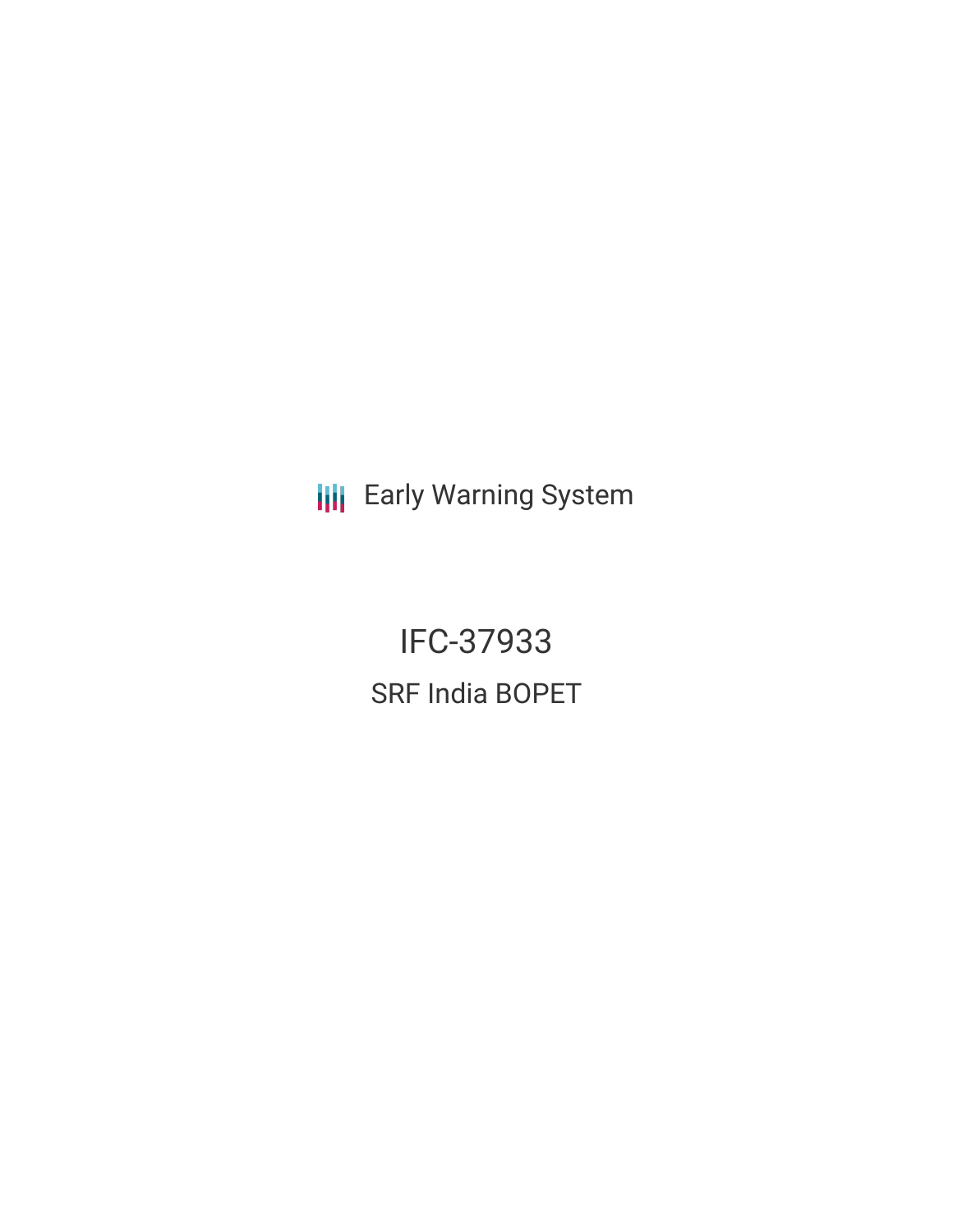Early Warning System

# IFC-37933

## SRF India BOPET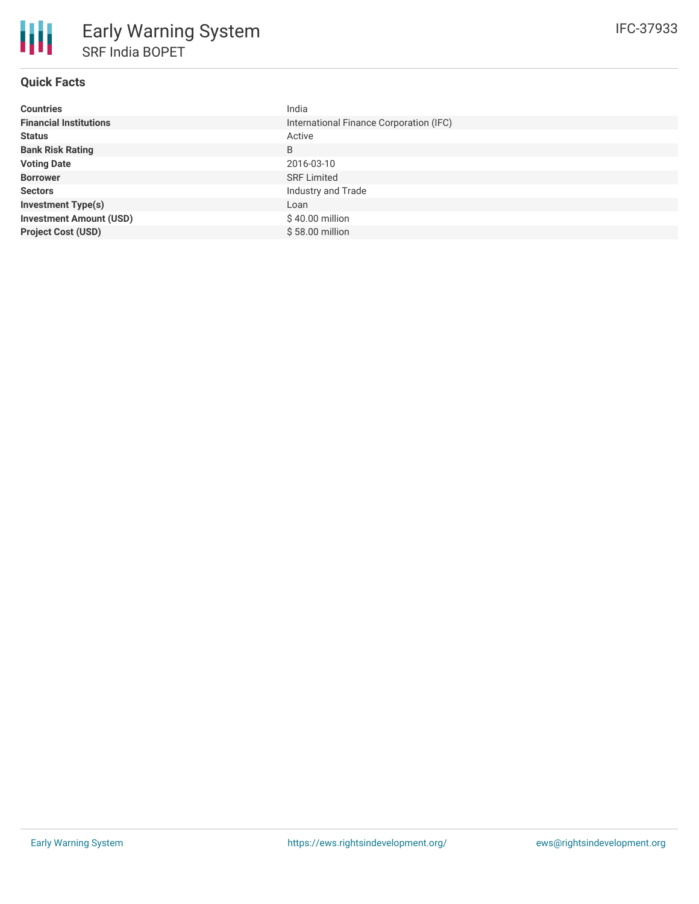# Early Warning System

## SRF India BOPET

IFC-37933

### Quick Facts

| | |
|---|---|
| **Countries** | India |
| **Financial Institutions** | International Finance Corporation (IFC) |
| **Status** | Active |
| **Bank Risk Rating** | B |
| **Voting Date** | 2016-03-10 |
| **Borrower** | SRF Limited |
| **Sectors** | Industry and Trade |
| **Investment Type(s)** | Loan |
| **Investment Amount (USD)** | $ 40.00 million |
| **Project Cost (USD)** | $ 58.00 million |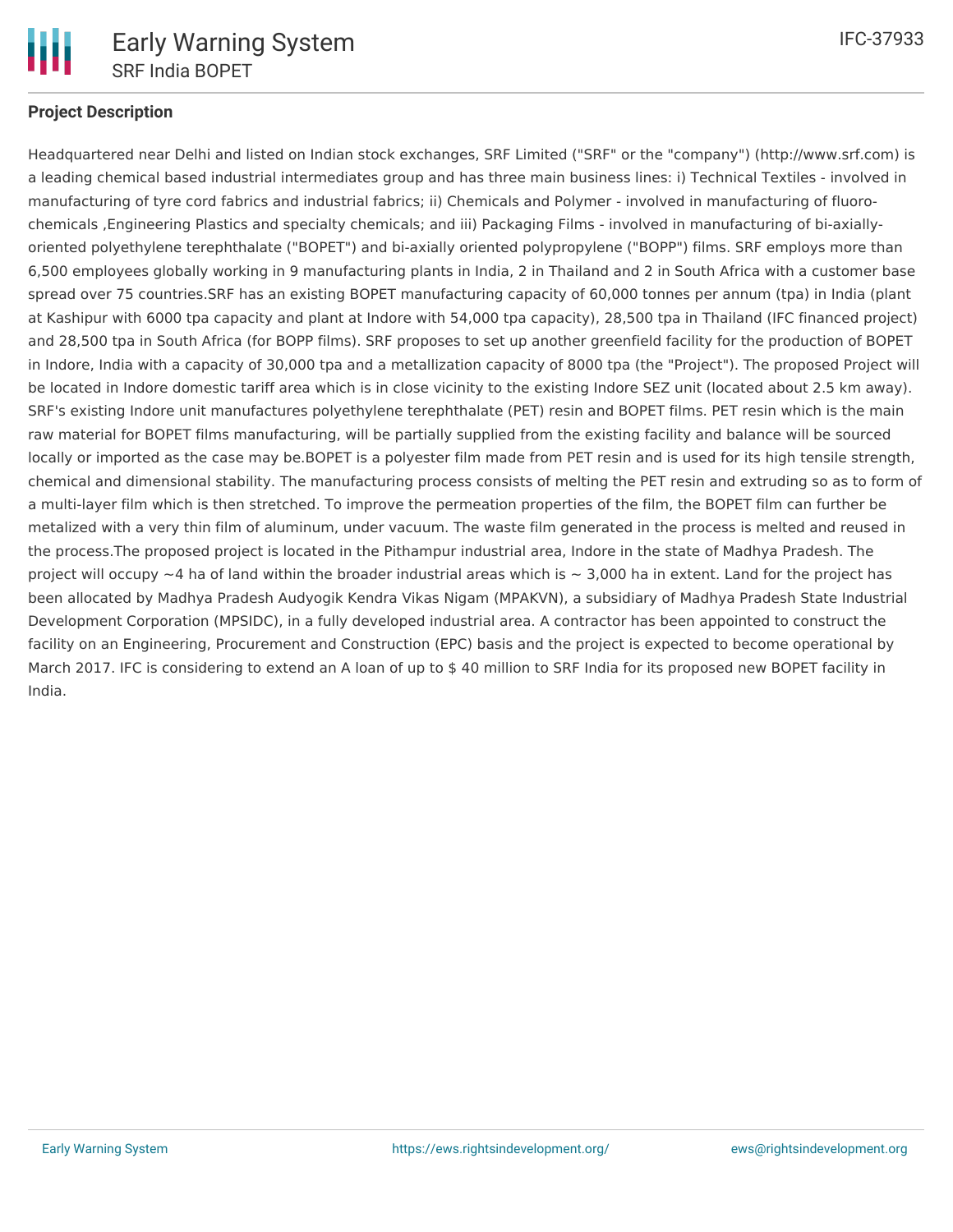**Project Description**

Headquartered near Delhi and listed on Indian stock exchanges, SRF Limited ("SRF" or the "company") (http://www.srf.com) is a leading chemical based industrial intermediates group and has three main business lines: i) Technical Textiles - involved in manufacturing of tyre cord fabrics and industrial fabrics; ii) Chemicals and Polymer - involved in manufacturing of fluoro-chemicals ,Engineering Plastics and specialty chemicals; and iii) Packaging Films - involved in manufacturing of bi-axially-oriented polyethylene terephthalate ("BOPET") and bi-axially oriented polypropylene ("BOPP") films. SRF employs more than 6,500 employees globally working in 9 manufacturing plants in India, 2 in Thailand and 2 in South Africa with a customer base spread over 75 countries.SRF has an existing BOPET manufacturing capacity of 60,000 tonnes per annum (tpa) in India (plant at Kashipur with 6000 tpa capacity and plant at Indore with 54,000 tpa capacity), 28,500 tpa in Thailand (IFC financed project) and 28,500 tpa in South Africa (for BOPP films). SRF proposes to set up another greenfield facility for the production of BOPET in Indore, India with a capacity of 30,000 tpa and a metallization capacity of 8000 tpa (the "Project"). The proposed Project will be located in Indore domestic tariff area which is in close vicinity to the existing Indore SEZ unit (located about 2.5 km away). SRF's existing Indore unit manufactures polyethylene terephthalate (PET) resin and BOPET films. PET resin which is the main raw material for BOPET films manufacturing, will be partially supplied from the existing facility and balance will be sourced locally or imported as the case may be.BOPET is a polyester film made from PET resin and is used for its high tensile strength, chemical and dimensional stability. The manufacturing process consists of melting the PET resin and extruding so as to form of a multi-layer film which is then stretched. To improve the permeation properties of the film, the BOPET film can further be metalized with a very thin film of aluminum, under vacuum. The waste film generated in the process is melted and reused in the process.The proposed project is located in the Pithampur industrial area, Indore in the state of Madhya Pradesh. The project will occupy ~4 ha of land within the broader industrial areas which is ~ 3,000 ha in extent. Land for the project has been allocated by Madhya Pradesh Audyogik Kendra Vikas Nigam (MPAKVN), a subsidiary of Madhya Pradesh State Industrial Development Corporation (MPSIDC), in a fully developed industrial area. A contractor has been appointed to construct the facility on an Engineering, Procurement and Construction (EPC) basis and the project is expected to become operational by March 2017. IFC is considering to extend an A loan of up to $ 40 million to SRF India for its proposed new BOPET facility in India.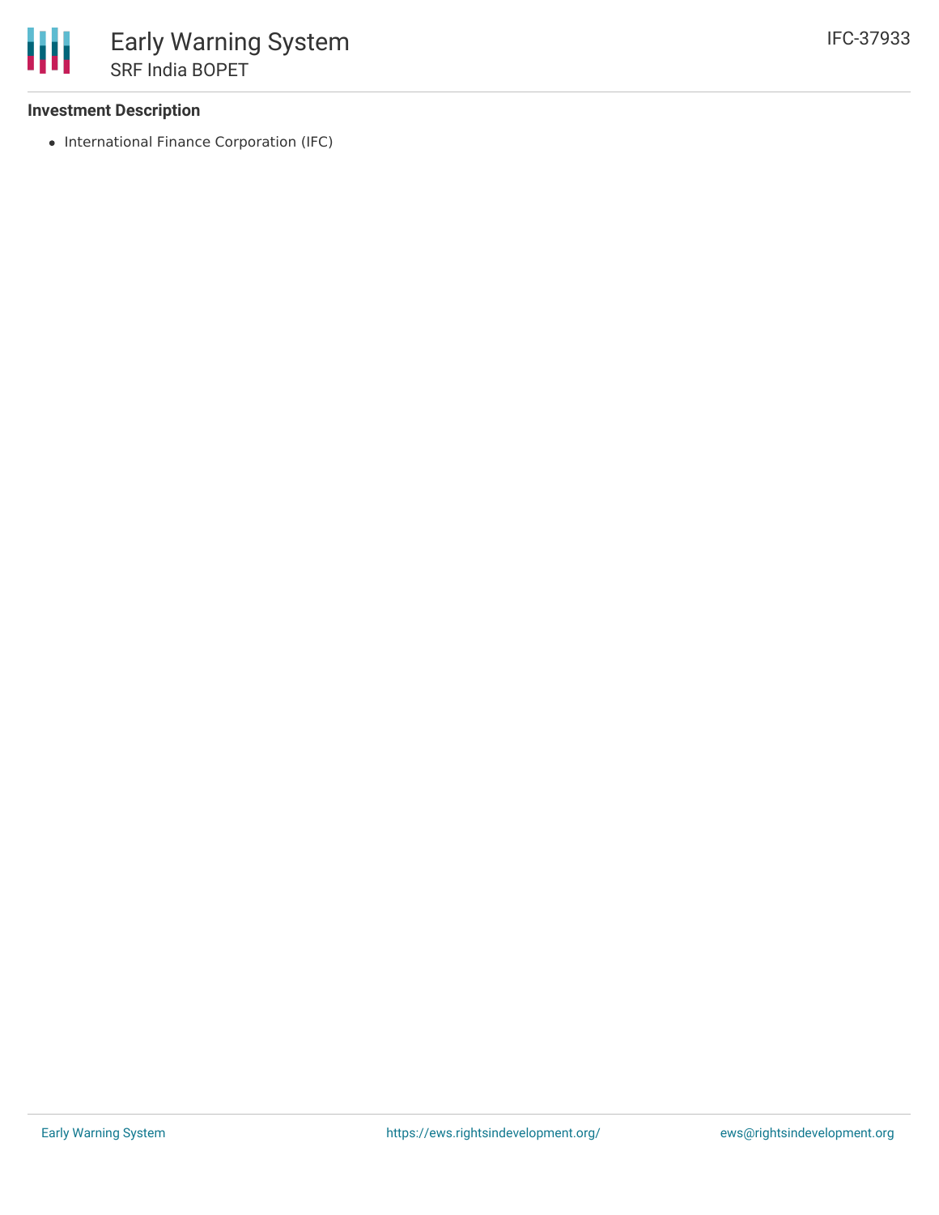### Investment Description

- International Finance Corporation (IFC)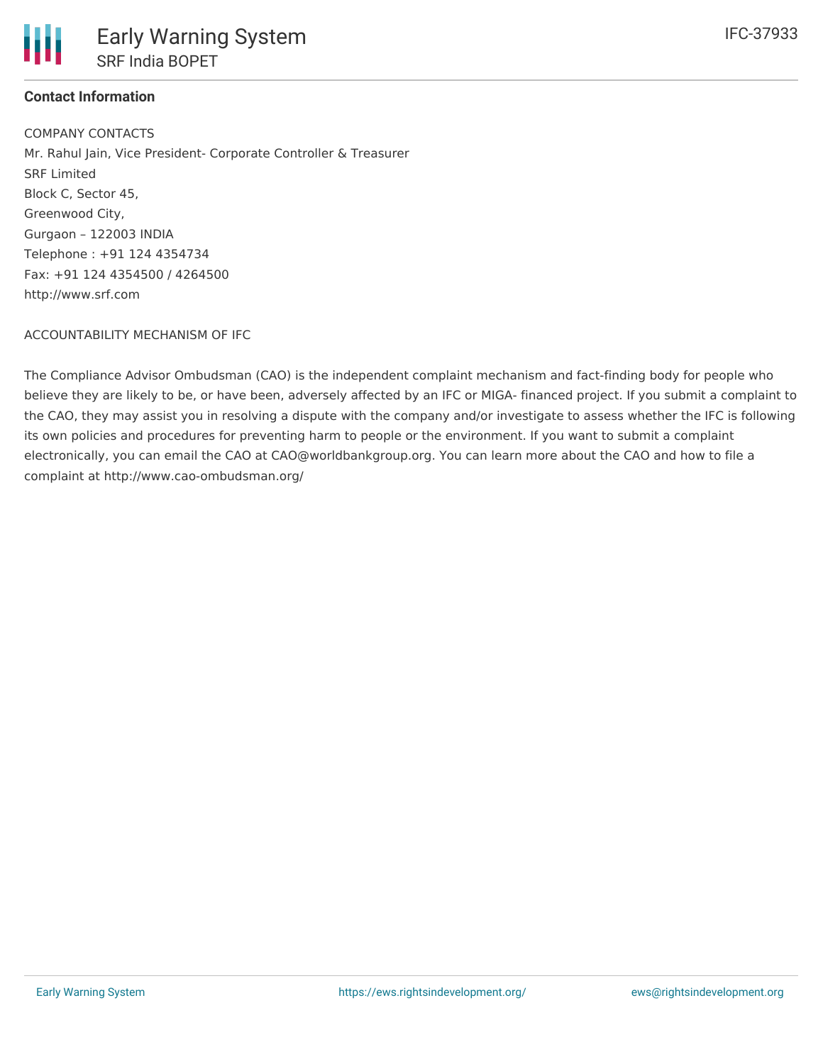#### Contact Information

COMPANY CONTACTS
Mr. Rahul Jain, Vice President- Corporate Controller & Treasurer
SRF Limited
Block C, Sector 45,
Greenwood City,
Gurgaon – 122003 INDIA
Telephone : +91 124 4354734
Fax: +91 124 4354500 / 4264500
http://www.srf.com

ACCOUNTABILITY MECHANISM OF IFC

The Compliance Advisor Ombudsman (CAO) is the independent complaint mechanism and fact-finding body for people who believe they are likely to be, or have been, adversely affected by an IFC or MIGA- financed project. If you submit a complaint to the CAO, they may assist you in resolving a dispute with the company and/or investigate to assess whether the IFC is following its own policies and procedures for preventing harm to people or the environment. If you want to submit a complaint electronically, you can email the CAO at CAO@worldbankgroup.org. You can learn more about the CAO and how to file a complaint at http://www.cao-ombudsman.org/